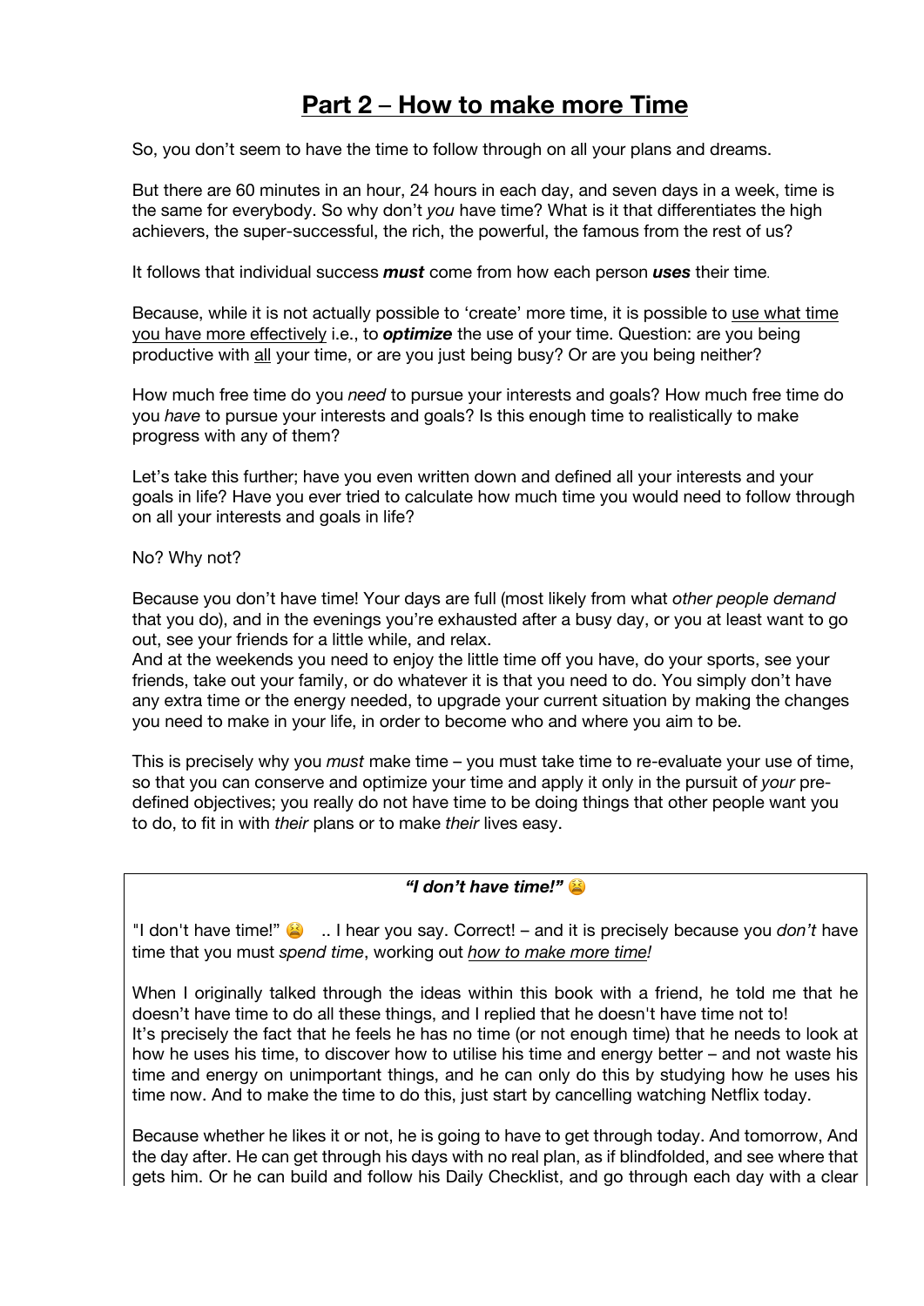# Part 2 – How to make more Time

So, you don't seem to have the time to follow through on all your plans and dreams.

But there are 60 minutes in an hour, 24 hours in each day, and seven days in a week, time is the same for everybody. So why don't *you* have time? What is it that differentiates the high achievers, the super-successful, the rich, the powerful, the famous from the rest of us?

It follows that individual success ***must*** come from how each person ***uses*** their time.

Because, while it is not actually possible to 'create' more time, it is possible to use what time you have more effectively i.e., to ***optimize*** the use of your time. Question: are you being productive with all your time, or are you just being busy? Or are you being neither?

How much free time do you *need* to pursue your interests and goals? How much free time do you *have* to pursue your interests and goals? Is this enough time to realistically to make progress with any of them?

Let's take this further; have you even written down and defined all your interests and your goals in life? Have you ever tried to calculate how much time you would need to follow through on all your interests and goals in life?

No? Why not?

Because you don't have time! Your days are full (most likely from what *other people demand* that you do), and in the evenings you're exhausted after a busy day, or you at least want to go out, see your friends for a little while, and relax.
And at the weekends you need to enjoy the little time off you have, do your sports, see your friends, take out your family, or do whatever it is that you need to do. You simply don't have any extra time or the energy needed, to upgrade your current situation by making the changes you need to make in your life, in order to become who and where you aim to be.

This is precisely why you *must* make time – you must take time to re-evaluate your use of time, so that you can conserve and optimize your time and apply it only in the pursuit of *your* pre-defined objectives; you really do not have time to be doing things that other people want you to do, to fit in with *their* plans or to make *their* lives easy.

***"I don't have time!"*** 😫

"I don't have time!" 😫 .. I hear you say. Correct! – and it is precisely because you *don't* have time that you must *spend time*, working out *how to make more time!*

When I originally talked through the ideas within this book with a friend, he told me that he doesn't have time to do all these things, and I replied that he doesn't have time not to!
It's precisely the fact that he feels he has no time (or not enough time) that he needs to look at how he uses his time, to discover how to utilise his time and energy better – and not waste his time and energy on unimportant things, and he can only do this by studying how he uses his time now. And to make the time to do this, just start by cancelling watching Netflix today.

Because whether he likes it or not, he is going to have to get through today. And tomorrow, And the day after. He can get through his days with no real plan, as if blindfolded, and see where that gets him. Or he can build and follow his Daily Checklist, and go through each day with a clear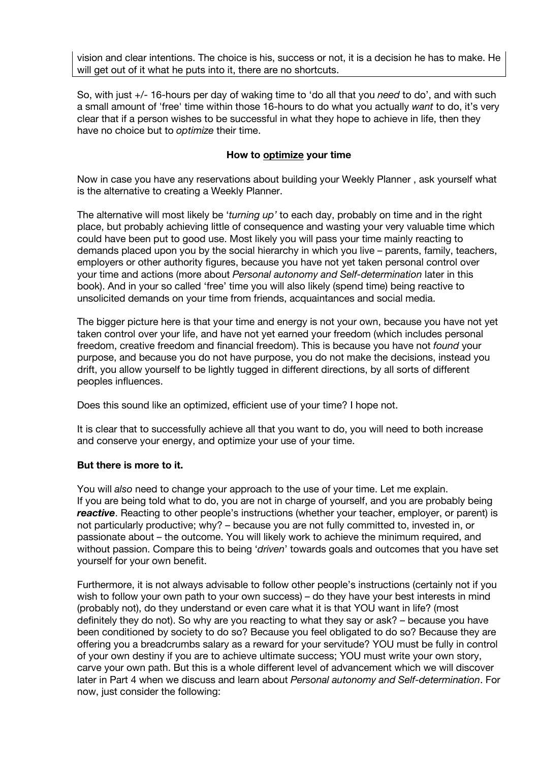vision and clear intentions. The choice is his, success or not, it is a decision he has to make. He will get out of it what he puts into it, there are no shortcuts.

So, with just +/- 16-hours per day of waking time to 'do all that you *need* to do', and with such a small amount of 'free' time within those 16-hours to do what you actually *want* to do, it's very clear that if a person wishes to be successful in what they hope to achieve in life, then they have no choice but to *optimize* their time.

**How to optimize your time**

Now in case you have any reservations about building your Weekly Planner , ask yourself what is the alternative to creating a Weekly Planner.

The alternative will most likely be '*turning up'* to each day, probably on time and in the right place, but probably achieving little of consequence and wasting your very valuable time which could have been put to good use. Most likely you will pass your time mainly reacting to demands placed upon you by the social hierarchy in which you live – parents, family, teachers, employers or other authority figures, because you have not yet taken personal control over your time and actions (more about *Personal autonomy and Self-determination* later in this book). And in your so called 'free' time you will also likely (spend time) being reactive to unsolicited demands on your time from friends, acquaintances and social media.

The bigger picture here is that your time and energy is not your own, because you have not yet taken control over your life, and have not yet earned your freedom (which includes personal freedom, creative freedom and financial freedom). This is because you have not *found* your purpose, and because you do not have purpose, you do not make the decisions, instead you drift, you allow yourself to be lightly tugged in different directions, by all sorts of different peoples influences.

Does this sound like an optimized, efficient use of your time? I hope not.

It is clear that to successfully achieve all that you want to do, you will need to both increase and conserve your energy, and optimize your use of your time.

**But there is more to it.**

You will *also* need to change your approach to the use of your time. Let me explain.
If you are being told what to do, you are not in charge of yourself, and you are probably being ***reactive***. Reacting to other people's instructions (whether your teacher, employer, or parent) is not particularly productive; why? – because you are not fully committed to, invested in, or passionate about – the outcome. You will likely work to achieve the minimum required, and without passion. Compare this to being '*driven*' towards goals and outcomes that you have set yourself for your own benefit.

Furthermore, it is not always advisable to follow other people's instructions (certainly not if you wish to follow your own path to your own success) – do they have your best interests in mind (probably not), do they understand or even care what it is that YOU want in life? (most definitely they do not). So why are you reacting to what they say or ask? – because you have been conditioned by society to do so? Because you feel obligated to do so? Because they are offering you a breadcrumbs salary as a reward for your servitude? YOU must be fully in control of your own destiny if you are to achieve ultimate success; YOU must write your own story, carve your own path. But this is a whole different level of advancement which we will discover later in Part 4 when we discuss and learn about *Personal autonomy and Self-determination*. For now, just consider the following: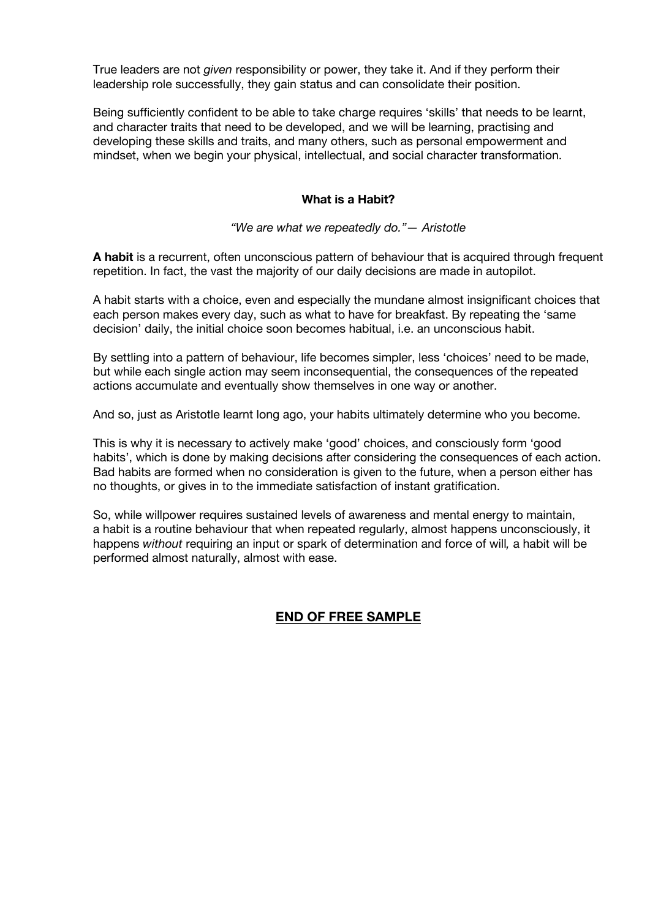True leaders are not *given* responsibility or power, they take it. And if they perform their leadership role successfully, they gain status and can consolidate their position.

Being sufficiently confident to be able to take charge requires 'skills' that needs to be learnt, and character traits that need to be developed, and we will be learning, practising and developing these skills and traits, and many others, such as personal empowerment and mindset, when we begin your physical, intellectual, and social character transformation.

### What is a Habit?

*"We are what we repeatedly do." — Aristotle*

**A habit** is a recurrent, often unconscious pattern of behaviour that is acquired through frequent repetition. In fact, the vast the majority of our daily decisions are made in autopilot.

A habit starts with a choice, even and especially the mundane almost insignificant choices that each person makes every day, such as what to have for breakfast. By repeating the 'same decision' daily, the initial choice soon becomes habitual, i.e. an unconscious habit.

By settling into a pattern of behaviour, life becomes simpler, less 'choices' need to be made, but while each single action may seem inconsequential, the consequences of the repeated actions accumulate and eventually show themselves in one way or another.

And so, just as Aristotle learnt long ago, your habits ultimately determine who you become.

This is why it is necessary to actively make 'good' choices, and consciously form 'good habits', which is done by making decisions after considering the consequences of each action. Bad habits are formed when no consideration is given to the future, when a person either has no thoughts, or gives in to the immediate satisfaction of instant gratification.

So, while willpower requires sustained levels of awareness and mental energy to maintain, a habit is a routine behaviour that when repeated regularly, almost happens unconsciously, it happens *without* requiring an input or spark of determination and force of will*,* a habit will be performed almost naturally, almost with ease.

**<u>END OF FREE SAMPLE</u>**